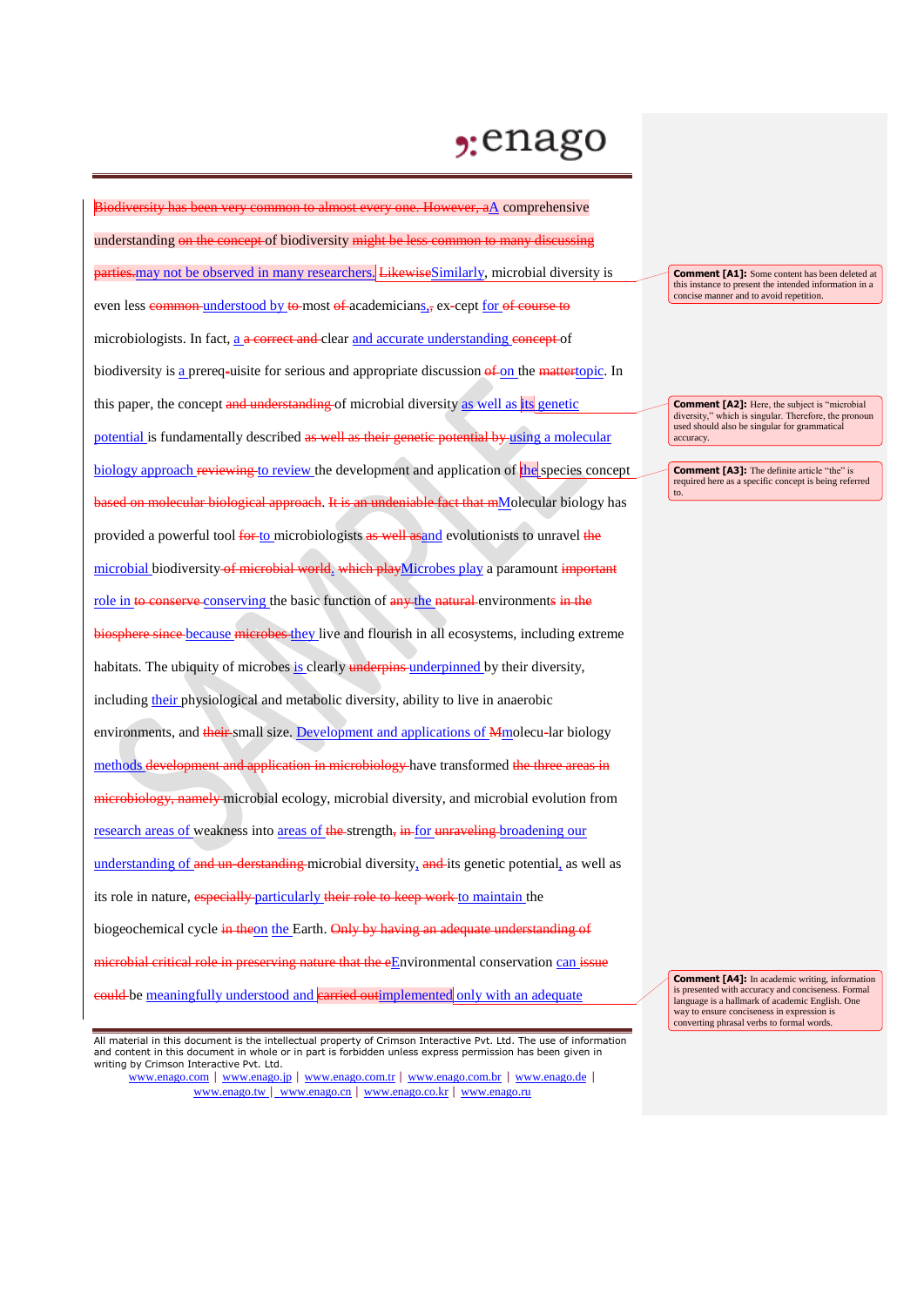~~Biodiversity has been very common to almost every one. However, a~~A comprehensive understanding ~~on the concept~~ of biodiversity ~~might be less common to many discussing parties.~~may not be observed in many researchers. ~~Likewise~~Similarly, microbial diversity is even less ~~common~~ understood by ~~to~~ most ~~of~~ academicians, ~~,~~ ex-cept for ~~of course to~~ microbiologists. In fact, a ~~a correct and~~ clear and accurate understanding ~~concept~~ of biodiversity is a prereq-uisite for serious and appropriate discussion ~~of~~ on the ~~matter~~topic. In this paper, the concept ~~and understanding~~ of microbial diversity as well as its genetic potential is fundamentally described ~~as well as their genetic potential by~~ using a molecular biology approach ~~reviewing~~ to review the development and application of the species concept ~~based on molecular biological approach. It is an undeniable fact that m~~Molecular biology has provided a powerful tool ~~for~~ to microbiologists ~~as well as~~and evolutionists to unravel ~~the~~ microbial biodiversity ~~of microbial world. which play~~Microbes play a paramount ~~important~~ role in ~~to conserve~~ conserving the basic function of ~~any~~ the ~~natural~~ environments ~~in the biosphere since~~ because ~~microbes~~ they live and flourish in all ecosystems, including extreme habitats. The ubiquity of microbes is clearly ~~underpins~~ underpinned by their diversity, including their physiological and metabolic diversity, ability to live in anaerobic environments, and ~~their~~ small size. Development and applications of ~~M~~molecu-lar biology methods ~~development and application in microbiology~~ have transformed ~~the three areas in microbiology, namely~~ microbial ecology, microbial diversity, and microbial evolution from research areas of weakness into areas of ~~the~~ strength, ~~in~~ for ~~unraveling~~ broadening our understanding of ~~and un-derstanding~~ microbial diversity, ~~and~~ its genetic potential, as well as its role in nature, ~~especially~~ particularly ~~their role to keep work~~ to maintain the biogeochemical cycle ~~in the~~on the Earth. ~~Only by having an adequate understanding of microbial critical role in preserving nature that the e~~Environmental conservation can ~~issue could~~ be meaningfully understood and ~~carried out~~implemented only with an adequate

**Comment [A1]:** Some content has been deleted at this instance to present the intended information in a concise manner and to avoid repetition.

**Comment [A2]:** Here, the subject is "microbial diversity," which is singular. Therefore, the pronoun used should also be singular for grammatical accuracy.

**Comment [A3]:** The definite article "the" is required here as a specific concept is being referred to.

**Comment [A4]:** In academic writing, information is presented with accuracy and conciseness. Formal language is a hallmark of academic English. One way to ensure conciseness in expression is converting phrasal verbs to formal words.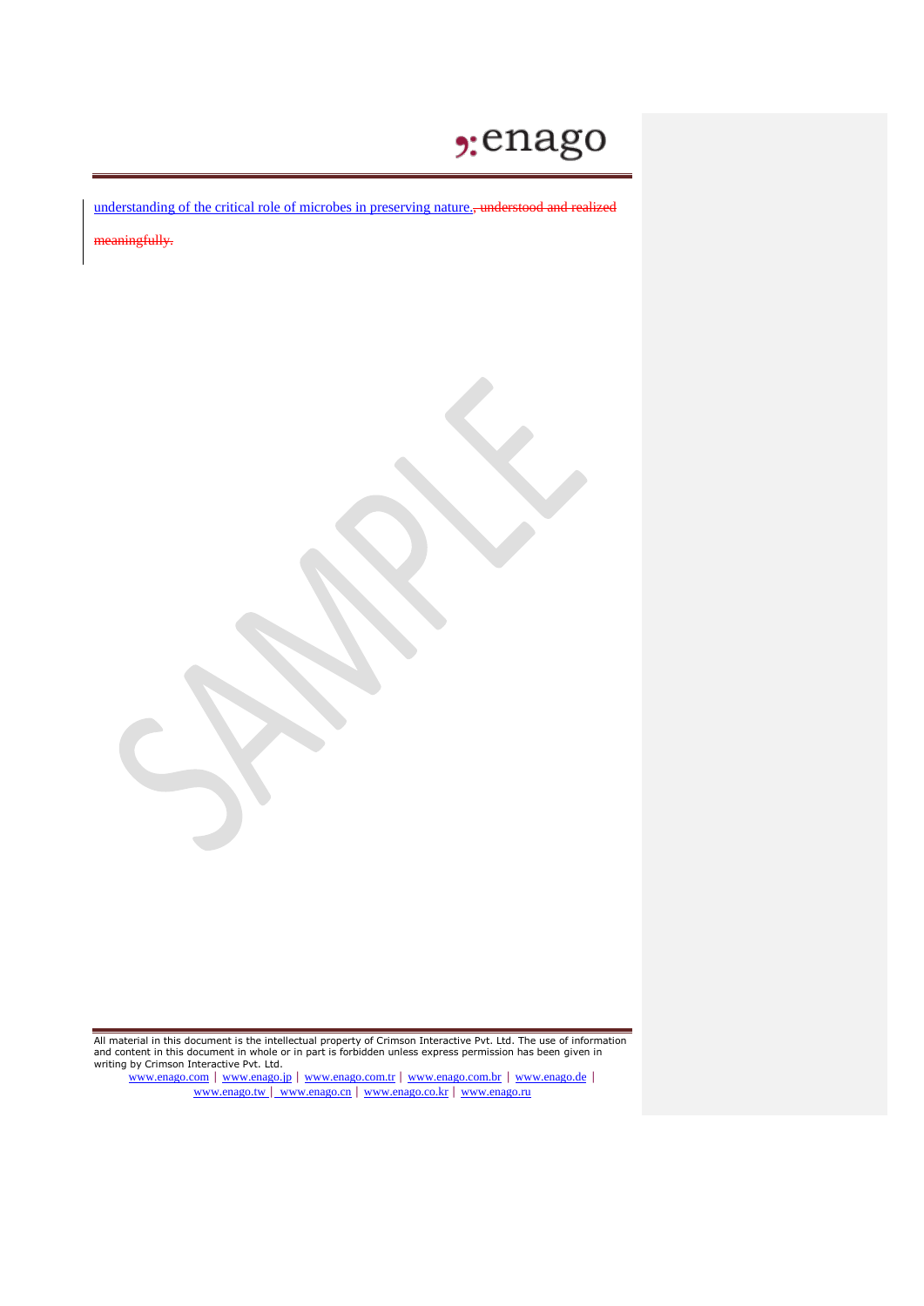understanding of the critical role of microbes in preserving nature., understood and realized meaningfully.